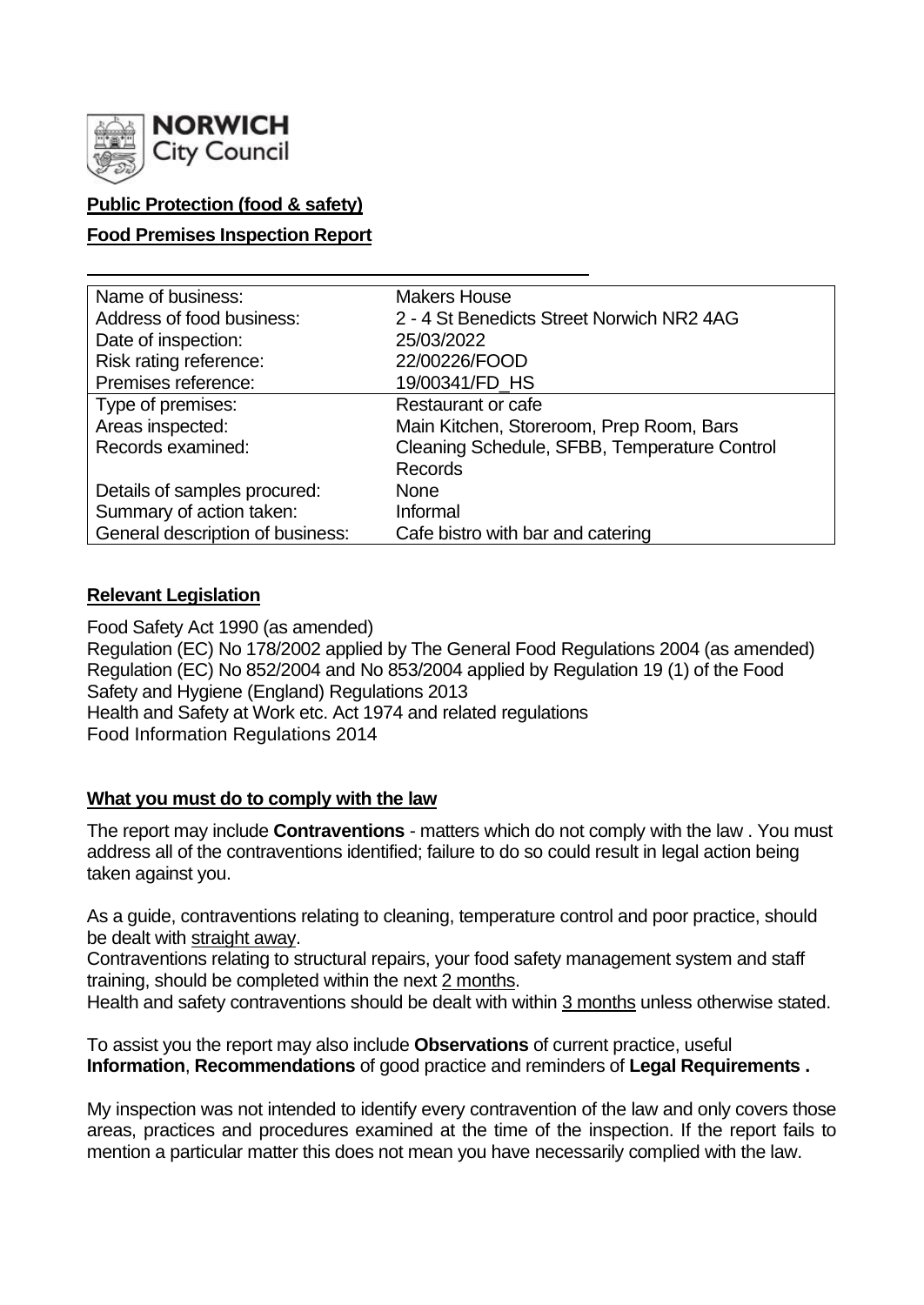**NORWICH City Council**

**Public Protection (food & safety)**

**Food Premises Inspection Report**

| | |
|---|---|
| Name of business: | Makers House |
| Address of food business: | 2 - 4 St Benedicts Street Norwich NR2 4AG |
| Date of inspection: | 25/03/2022 |
| Risk rating reference: | 22/00226/FOOD |
| Premises reference: | 19/00341/FD_HS |
| Type of premises: | Restaurant or cafe |
| Areas inspected: | Main Kitchen, Storeroom, Prep Room, Bars |
| Records examined: | Cleaning Schedule, SFBB, Temperature Control Records |
| Details of samples procured: | None |
| Summary of action taken: | Informal |
| General description of business: | Cafe bistro with bar and catering |

**Relevant Legislation**

Food Safety Act 1990 (as amended)
Regulation (EC) No 178/2002 applied by The General Food Regulations 2004 (as amended)
Regulation (EC) No 852/2004 and No 853/2004 applied by Regulation 19 (1) of the Food Safety and Hygiene (England) Regulations 2013
Health and Safety at Work etc. Act 1974 and related regulations
Food Information Regulations 2014

**What you must do to comply with the law**

The report may include **Contraventions** - matters which do not comply with the law . You must address all of the contraventions identified; failure to do so could result in legal action being taken against you.

As a guide, contraventions relating to cleaning, temperature control and poor practice, should be dealt with straight away.
Contraventions relating to structural repairs, your food safety management system and staff training, should be completed within the next 2 months.
Health and safety contraventions should be dealt with within 3 months unless otherwise stated.

To assist you the report may also include **Observations** of current practice, useful **Information**, **Recommendations** of good practice and reminders of **Legal Requirements .**

My inspection was not intended to identify every contravention of the law and only covers those areas, practices and procedures examined at the time of the inspection. If the report fails to mention a particular matter this does not mean you have necessarily complied with the law.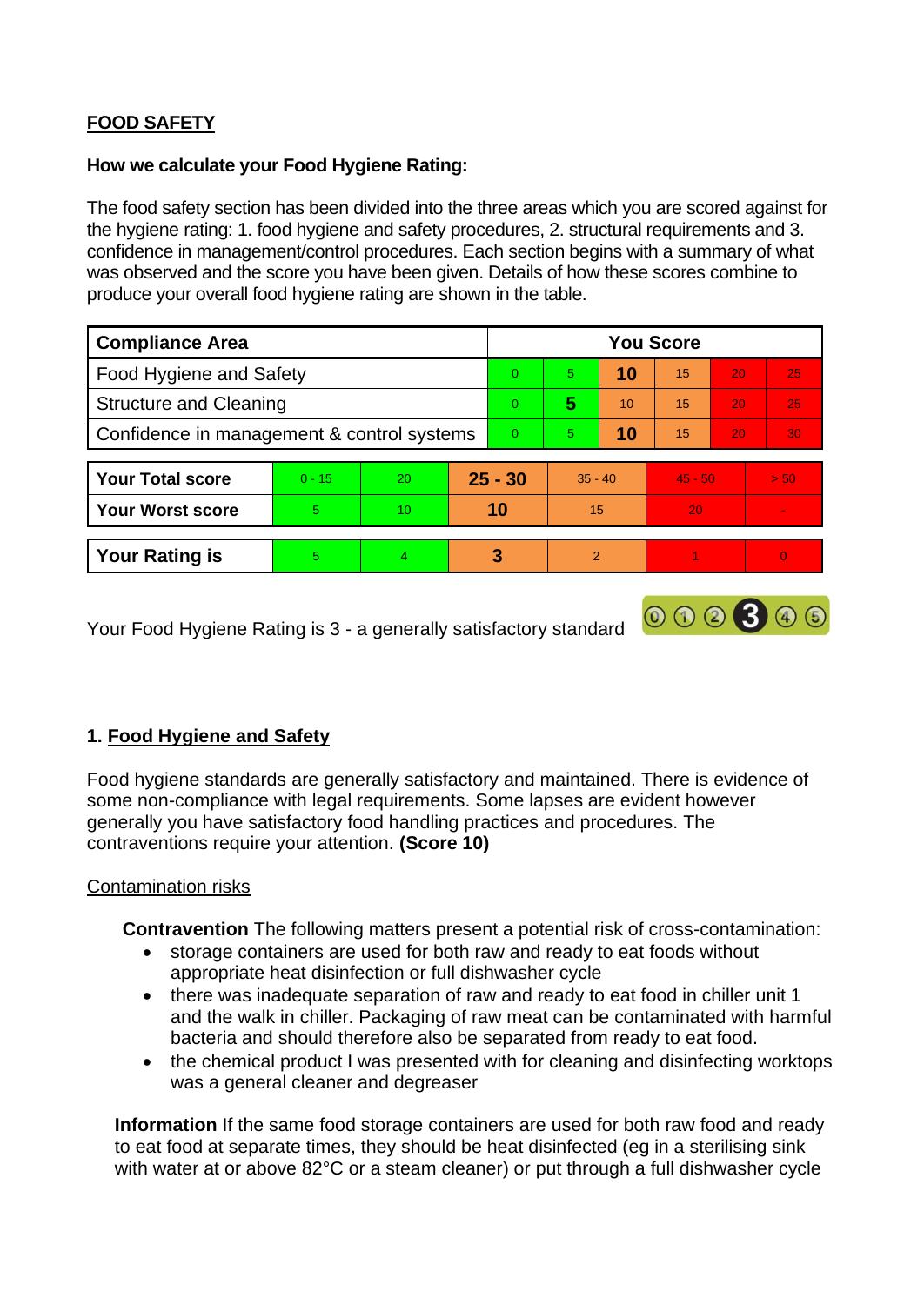**FOOD SAFETY**

**How we calculate your Food Hygiene Rating:**

The food safety section has been divided into the three areas which you are scored against for the hygiene rating: 1. food hygiene and safety procedures, 2. structural requirements and 3. confidence in management/control procedures. Each section begins with a summary of what was observed and the score you have been given. Details of how these scores combine to produce your overall food hygiene rating are shown in the table.

| Compliance Area | You Score | | | | | |
|---|---|---|---|---|---|---|
| Food Hygiene and Safety | 0 | 5 | **10** | 15 | 20 | 25 |
| Structure and Cleaning | 0 | **5** | 10 | 15 | 20 | 25 |
| Confidence in management & control systems | 0 | 5 | **10** | 15 | 20 | 30 |

| | | | | | | |
|---|---|---|---|---|---|---|
| **Your Total score** | 0 - 15 | 20 | **25 - 30** | 35 - 40 | 45 - 50 | > 50 |
| **Your Worst score** | 5 | 10 | **10** | 15 | 20 | - |
| **Your Rating is** | 5 | 4 | **3** | 2 | 1 | 0 |

Your Food Hygiene Rating is 3 - a generally satisfactory standard

## 1. Food Hygiene and Safety

Food hygiene standards are generally satisfactory and maintained. There is evidence of some non-compliance with legal requirements. Some lapses are evident however generally you have satisfactory food handling practices and procedures. The contraventions require your attention. **(Score 10)**

Contamination risks

**Contravention** The following matters present a potential risk of cross-contamination:

- storage containers are used for both raw and ready to eat foods without appropriate heat disinfection or full dishwasher cycle
- there was inadequate separation of raw and ready to eat food in chiller unit 1 and the walk in chiller. Packaging of raw meat can be contaminated with harmful bacteria and should therefore also be separated from ready to eat food.
- the chemical product I was presented with for cleaning and disinfecting worktops was a general cleaner and degreaser

**Information** If the same food storage containers are used for both raw food and ready to eat food at separate times, they should be heat disinfected (eg in a sterilising sink with water at or above 82°C or a steam cleaner) or put through a full dishwasher cycle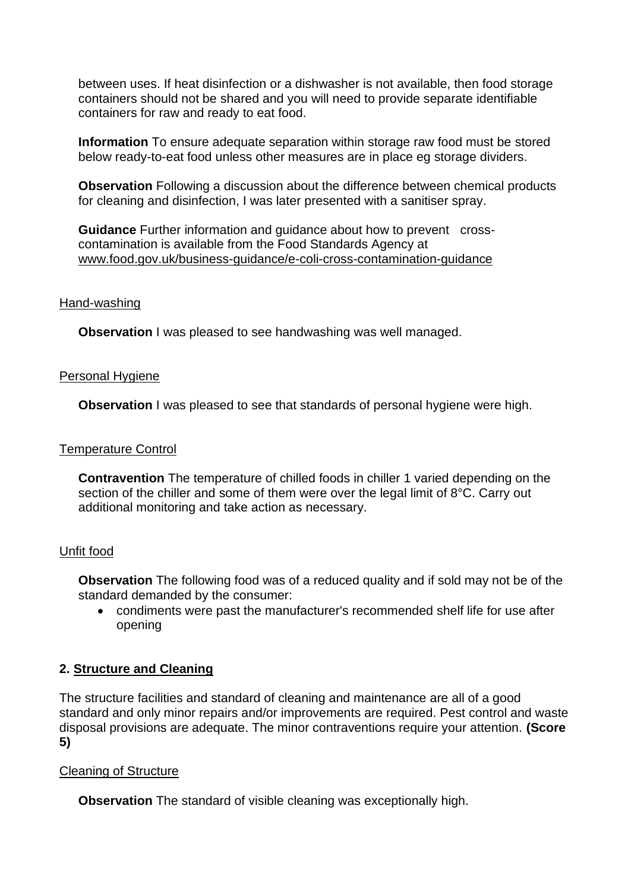between uses. If heat disinfection or a dishwasher is not available, then food storage containers should not be shared and you will need to provide separate identifiable containers for raw and ready to eat food.

**Information** To ensure adequate separation within storage raw food must be stored below ready-to-eat food unless other measures are in place eg storage dividers.

**Observation** Following a discussion about the difference between chemical products for cleaning and disinfection, I was later presented with a sanitiser spray.

**Guidance** Further information and guidance about how to prevent cross-contamination is available from the Food Standards Agency at www.food.gov.uk/business-guidance/e-coli-cross-contamination-guidance

Hand-washing

**Observation** I was pleased to see handwashing was well managed.

Personal Hygiene

**Observation** I was pleased to see that standards of personal hygiene were high.

Temperature Control

**Contravention** The temperature of chilled foods in chiller 1 varied depending on the section of the chiller and some of them were over the legal limit of 8°C. Carry out additional monitoring and take action as necessary.

Unfit food

**Observation** The following food was of a reduced quality and if sold may not be of the standard demanded by the consumer:

- condiments were past the manufacturer's recommended shelf life for use after opening

## 2. Structure and Cleaning

The structure facilities and standard of cleaning and maintenance are all of a good standard and only minor repairs and/or improvements are required. Pest control and waste disposal provisions are adequate. The minor contraventions require your attention. **(Score 5)**

Cleaning of Structure

**Observation** The standard of visible cleaning was exceptionally high.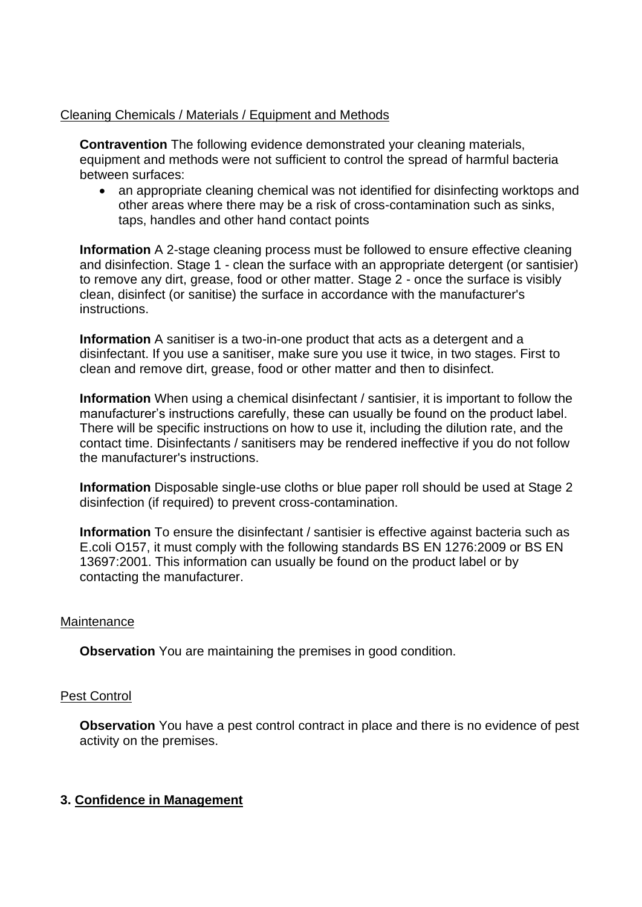Cleaning Chemicals / Materials / Equipment and Methods

**Contravention** The following evidence demonstrated your cleaning materials, equipment and methods were not sufficient to control the spread of harmful bacteria between surfaces:

- an appropriate cleaning chemical was not identified for disinfecting worktops and other areas where there may be a risk of cross-contamination such as sinks, taps, handles and other hand contact points

**Information** A 2-stage cleaning process must be followed to ensure effective cleaning and disinfection. Stage 1 - clean the surface with an appropriate detergent (or santisier) to remove any dirt, grease, food or other matter. Stage 2 - once the surface is visibly clean, disinfect (or sanitise) the surface in accordance with the manufacturer's instructions.

**Information** A sanitiser is a two-in-one product that acts as a detergent and a disinfectant. If you use a sanitiser, make sure you use it twice, in two stages. First to clean and remove dirt, grease, food or other matter and then to disinfect.

**Information** When using a chemical disinfectant / santisier, it is important to follow the manufacturer's instructions carefully, these can usually be found on the product label. There will be specific instructions on how to use it, including the dilution rate, and the contact time. Disinfectants / sanitisers may be rendered ineffective if you do not follow the manufacturer's instructions.

**Information** Disposable single-use cloths or blue paper roll should be used at Stage 2 disinfection (if required) to prevent cross-contamination.

**Information** To ensure the disinfectant / santisier is effective against bacteria such as E.coli O157, it must comply with the following standards BS EN 1276:2009 or BS EN 13697:2001. This information can usually be found on the product label or by contacting the manufacturer.

Maintenance

**Observation** You are maintaining the premises in good condition.

Pest Control

**Observation** You have a pest control contract in place and there is no evidence of pest activity on the premises.

## 3. Confidence in Management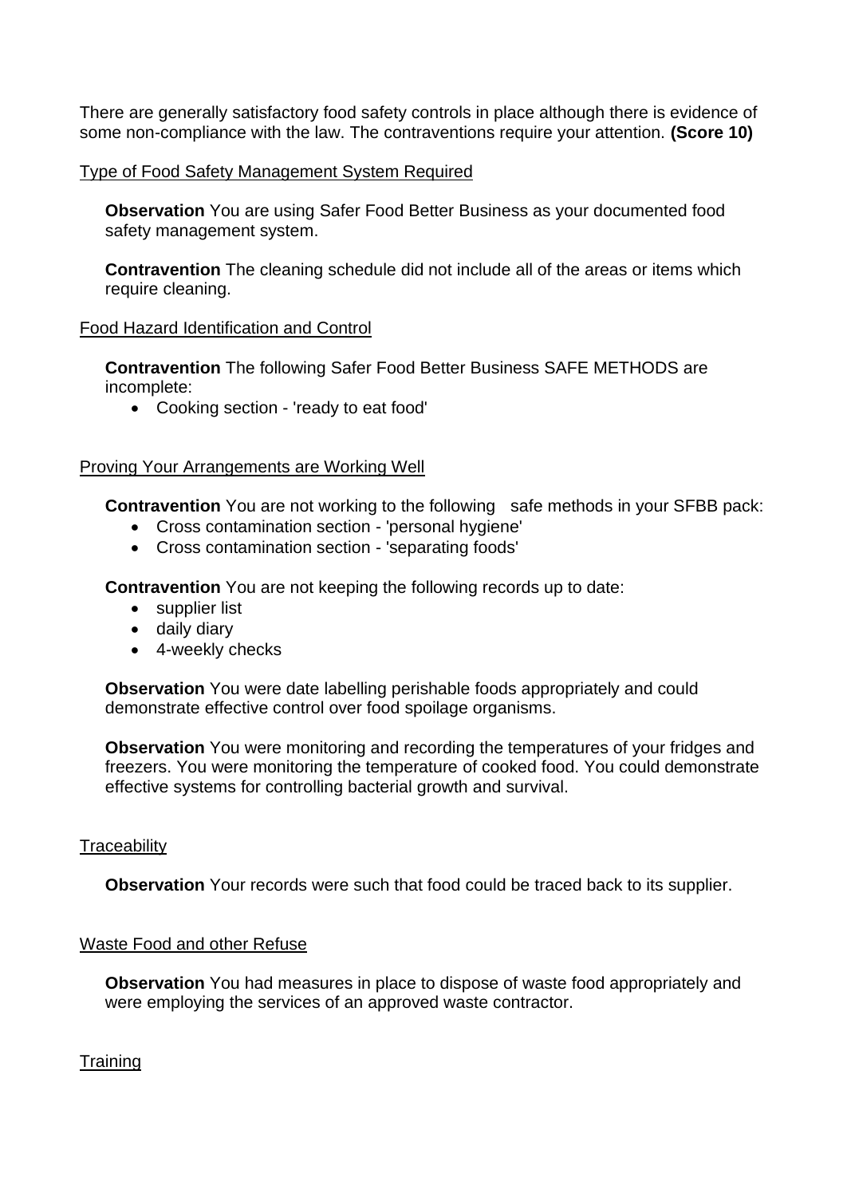There are generally satisfactory food safety controls in place although there is evidence of some non-compliance with the law. The contraventions require your attention. **(Score 10)**

Type of Food Safety Management System Required

**Observation** You are using Safer Food Better Business as your documented food safety management system.

**Contravention** The cleaning schedule did not include all of the areas or items which require cleaning.

Food Hazard Identification and Control

**Contravention** The following Safer Food Better Business SAFE METHODS are incomplete:

- Cooking section - 'ready to eat food'

Proving Your Arrangements are Working Well

**Contravention** You are not working to the following safe methods in your SFBB pack:

- Cross contamination section - 'personal hygiene'
- Cross contamination section - 'separating foods'

**Contravention** You are not keeping the following records up to date:

- supplier list
- daily diary
- 4-weekly checks

**Observation** You were date labelling perishable foods appropriately and could demonstrate effective control over food spoilage organisms.

**Observation** You were monitoring and recording the temperatures of your fridges and freezers. You were monitoring the temperature of cooked food. You could demonstrate effective systems for controlling bacterial growth and survival.

Traceability

**Observation** Your records were such that food could be traced back to its supplier.

Waste Food and other Refuse

**Observation** You had measures in place to dispose of waste food appropriately and were employing the services of an approved waste contractor.

Training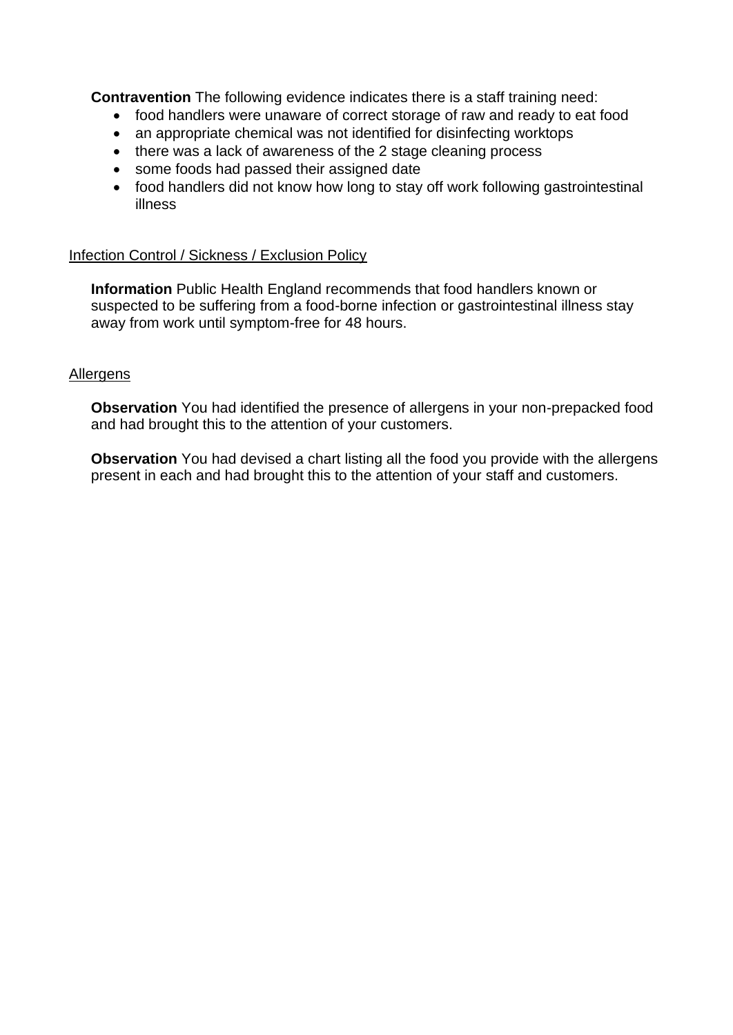**Contravention** The following evidence indicates there is a staff training need:

- food handlers were unaware of correct storage of raw and ready to eat food
- an appropriate chemical was not identified for disinfecting worktops
- there was a lack of awareness of the 2 stage cleaning process
- some foods had passed their assigned date
- food handlers did not know how long to stay off work following gastrointestinal illness

<u>Infection Control / Sickness / Exclusion Policy</u>

**Information** Public Health England recommends that food handlers known or suspected to be suffering from a food-borne infection or gastrointestinal illness stay away from work until symptom-free for 48 hours.

<u>Allergens</u>

**Observation** You had identified the presence of allergens in your non-prepacked food and had brought this to the attention of your customers.

**Observation** You had devised a chart listing all the food you provide with the allergens present in each and had brought this to the attention of your staff and customers.